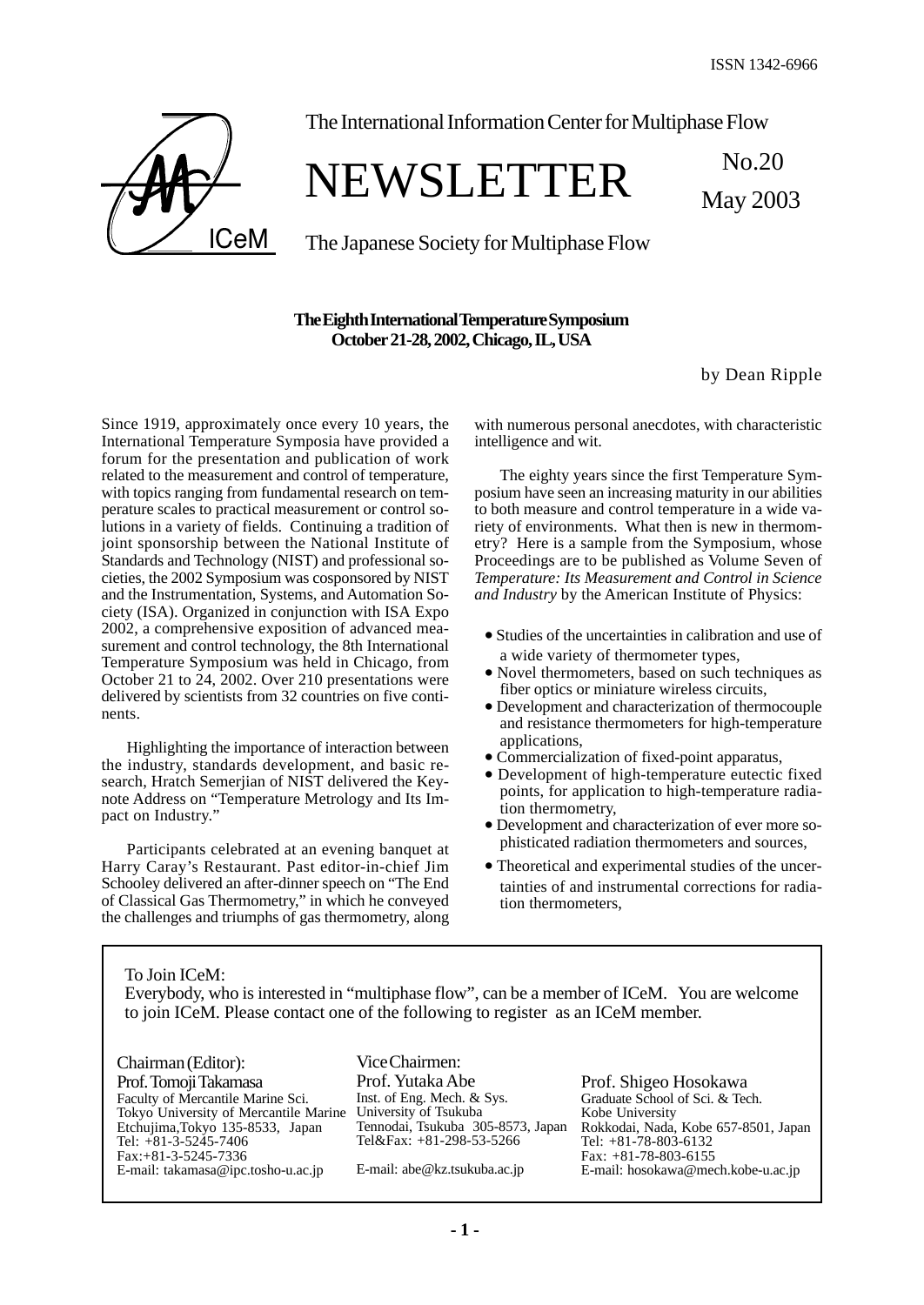ISSN 1342-6966

The International Information Center for Multiphase Flow

# NEWSLETTER

No.20
May 2003

The Japanese Society for Multiphase Flow

## The Eighth International Temperature Symposium
## October 21-28, 2002, Chicago, IL, USA

by Dean Ripple

Since 1919, approximately once every 10 years, the International Temperature Symposia have provided a forum for the presentation and publication of work related to the measurement and control of temperature, with topics ranging from fundamental research on temperature scales to practical measurement or control solutions in a variety of fields. Continuing a tradition of joint sponsorship between the National Institute of Standards and Technology (NIST) and professional societies, the 2002 Symposium was cosponsored by NIST and the Instrumentation, Systems, and Automation Society (ISA). Organized in conjunction with ISA Expo 2002, a comprehensive exposition of advanced measurement and control technology, the 8th International Temperature Symposium was held in Chicago, from October 21 to 24, 2002. Over 210 presentations were delivered by scientists from 32 countries on five continents.

Highlighting the importance of interaction between the industry, standards development, and basic research, Hratch Semerjian of NIST delivered the Keynote Address on "Temperature Metrology and Its Impact on Industry."

Participants celebrated at an evening banquet at Harry Caray's Restaurant. Past editor-in-chief Jim Schooley delivered an after-dinner speech on "The End of Classical Gas Thermometry," in which he conveyed the challenges and triumphs of gas thermometry, along with numerous personal anecdotes, with characteristic intelligence and wit.

The eighty years since the first Temperature Symposium have seen an increasing maturity in our abilities to both measure and control temperature in a wide variety of environments. What then is new in thermometry? Here is a sample from the Symposium, whose Proceedings are to be published as Volume Seven of *Temperature: Its Measurement and Control in Science and Industry* by the American Institute of Physics:

- Studies of the uncertainties in calibration and use of a wide variety of thermometer types,
- Novel thermometers, based on such techniques as fiber optics or miniature wireless circuits,
- Development and characterization of thermocouple and resistance thermometers for high-temperature applications,
- Commercialization of fixed-point apparatus,
- Development of high-temperature eutectic fixed points, for application to high-temperature radiation thermometry,
- Development and characterization of ever more sophisticated radiation thermometers and sources,
- Theoretical and experimental studies of the uncertainties of and instrumental corrections for radiation thermometers,

---

To Join ICeM:
Everybody, who is interested in "multiphase flow", can be a member of ICeM. You are welcome to join ICeM. Please contact one of the following to register as an ICeM member.

Chairman (Editor):
Prof. Tomoji Takamasa
Faculty of Mercantile Marine Sci.
Tokyo University of Mercantile Marine
Etchujima, Tokyo 135-8533, Japan
Tel: +81-3-5245-7406
Fax: +81-3-5245-7336
E-mail: takamasa@ipc.tosho-u.ac.jp

Vice Chairmen:
Prof. Yutaka Abe
Inst. of Eng. Mech. & Sys.
University of Tsukuba
Tennodai, Tsukuba 305-8573, Japan
Tel&Fax: +81-298-53-5266
E-mail: abe@kz.tsukuba.ac.jp

Prof. Shigeo Hosokawa
Graduate School of Sci. & Tech.
Kobe University
Rokkodai, Nada, Kobe 657-8501, Japan
Tel: +81-78-803-6132
Fax: +81-78-803-6155
E-mail: hosokawa@mech.kobe-u.ac.jp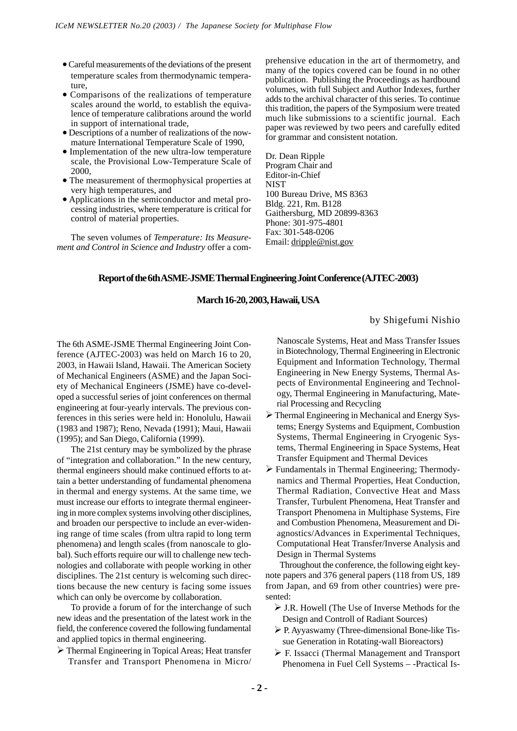- Careful measurements of the deviations of the present temperature scales from thermodynamic temperature,
- Comparisons of the realizations of temperature scales around the world, to establish the equivalence of temperature calibrations around the world in support of international trade,
- Descriptions of a number of realizations of the now-mature International Temperature Scale of 1990,
- Implementation of the new ultra-low temperature scale, the Provisional Low-Temperature Scale of 2000,
- The measurement of thermophysical properties at very high temperatures, and
- Applications in the semiconductor and metal processing industries, where temperature is critical for control of material properties.

The seven volumes of *Temperature: Its Measurement and Control in Science and Industry* offer a comprehensive education in the art of thermometry, and many of the topics covered can be found in no other publication. Publishing the Proceedings as hardbound volumes, with full Subject and Author Indexes, further adds to the archival character of this series. To continue this tradition, the papers of the Symposium were treated much like submissions to a scientific journal. Each paper was reviewed by two peers and carefully edited for grammar and consistent notation.

Dr. Dean Ripple
Program Chair and
Editor-in-Chief
NIST
100 Bureau Drive, MS 8363
Bldg. 221, Rm. B128
Gaithersburg, MD 20899-8363
Phone: 301-975-4801
Fax: 301-548-0206
Email: dripple@nist.gov

## Report of the 6th ASME-JSME Thermal Engineering Joint Conference (AJTEC-2003)

**March 16-20, 2003, Hawaii, USA**

by Shigefumi Nishio

The 6th ASME-JSME Thermal Engineering Joint Conference (AJTEC-2003) was held on March 16 to 20, 2003, in Hawaii Island, Hawaii. The American Society of Mechanical Engineers (ASME) and the Japan Society of Mechanical Engineers (JSME) have co-developed a successful series of joint conferences on thermal engineering at four-yearly intervals. The previous conferences in this series were held in: Honolulu, Hawaii (1983 and 1987); Reno, Nevada (1991); Maui, Hawaii (1995); and San Diego, California (1999).

The 21st century may be symbolized by the phrase of "integration and collaboration." In the new century, thermal engineers should make continued efforts to attain a better understanding of fundamental phenomena in thermal and energy systems. At the same time, we must increase our efforts to integrate thermal engineering in more complex systems involving other disciplines, and broaden our perspective to include an ever-widening range of time scales (from ultra rapid to long term phenomena) and length scales (from nanoscale to global). Such efforts require our will to challenge new technologies and collaborate with people working in other disciplines. The 21st century is welcoming such directions because the new century is facing some issues which can only be overcome by collaboration.

To provide a forum of for the interchange of such new ideas and the presentation of the latest work in the field, the conference covered the following fundamental and applied topics in thermal engineering.

- Thermal Engineering in Topical Areas; Heat transfer Transfer and Transport Phenomena in Micro/Nanoscale Systems, Heat and Mass Transfer Issues in Biotechnology, Thermal Engineering in Electronic Equipment and Information Technology, Thermal Engineering in New Energy Systems, Thermal Aspects of Environmental Engineering and Technology, Thermal Engineering in Manufacturing, Material Processing and Recycling
- Thermal Engineering in Mechanical and Energy Systems; Energy Systems and Equipment, Combustion Systems, Thermal Engineering in Cryogenic Systems, Thermal Engineering in Space Systems, Heat Transfer Equipment and Thermal Devices
- Fundamentals in Thermal Engineering; Thermodynamics and Thermal Properties, Heat Conduction, Thermal Radiation, Convective Heat and Mass Transfer, Turbulent Phenomena, Heat Transfer and Transport Phenomena in Multiphase Systems, Fire and Combustion Phenomena, Measurement and Diagnostics/Advances in Experimental Techniques, Computational Heat Transfer/Inverse Analysis and Design in Thermal Systems

Throughout the conference, the following eight keynote papers and 376 general papers (118 from US, 189 from Japan, and 69 from other countries) were presented:

- J.R. Howell (The Use of Inverse Methods for the Design and Controll of Radiant Sources)
- P. Ayyaswamy (Three-dimensional Bone-like Tissue Generation in Rotating-wall Bioreactors)
- F. Issacci (Thermal Management and Transport Phenomena in Fuel Cell Systems – -Practical Is-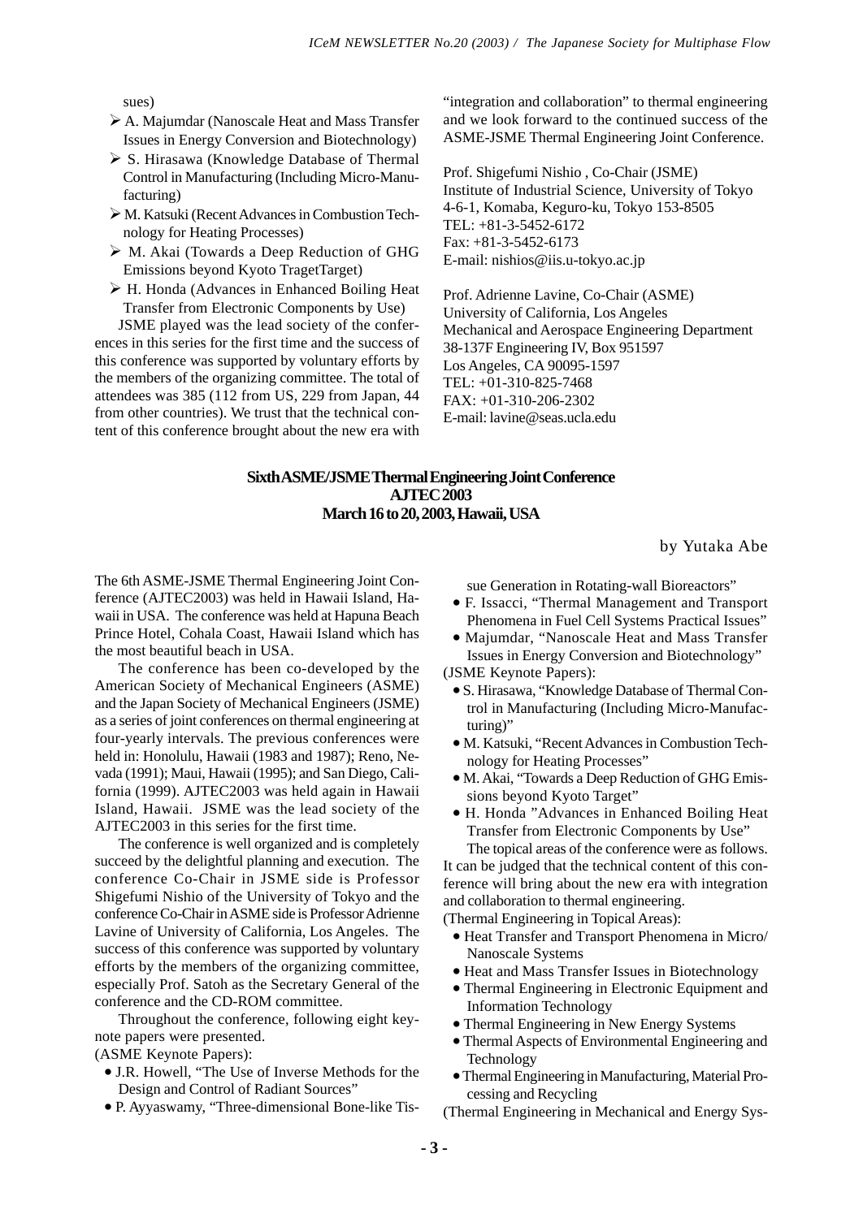sues)

- A. Majumdar (Nanoscale Heat and Mass Transfer Issues in Energy Conversion and Biotechnology)
- S. Hirasawa (Knowledge Database of Thermal Control in Manufacturing (Including Micro-Manufacturing)
- M. Katsuki (Recent Advances in Combustion Technology for Heating Processes)
- M. Akai (Towards a Deep Reduction of GHG Emissions beyond Kyoto TragetTarget)
- H. Honda (Advances in Enhanced Boiling Heat Transfer from Electronic Components by Use)

JSME played was the lead society of the conferences in this series for the first time and the success of this conference was supported by voluntary efforts by the members of the organizing committee. The total of attendees was 385 (112 from US, 229 from Japan, 44 from other countries). We trust that the technical content of this conference brought about the new era with "integration and collaboration" to thermal engineering and we look forward to the continued success of the ASME-JSME Thermal Engineering Joint Conference.

Prof. Shigefumi Nishio , Co-Chair (JSME)
Institute of Industrial Science, University of Tokyo
4-6-1, Komaba, Keguro-ku, Tokyo 153-8505
TEL: +81-3-5452-6172
Fax: +81-3-5452-6173
E-mail: nishios@iis.u-tokyo.ac.jp

Prof. Adrienne Lavine, Co-Chair (ASME)
University of California, Los Angeles
Mechanical and Aerospace Engineering Department
38-137F Engineering IV, Box 951597
Los Angeles, CA 90095-1597
TEL: +01-310-825-7468
FAX: +01-310-206-2302
E-mail: lavine@seas.ucla.edu

## Sixth ASME/JSME Thermal Engineering Joint Conference AJTEC 2003 March 16 to 20, 2003, Hawaii, USA

by Yutaka Abe

The 6th ASME-JSME Thermal Engineering Joint Conference (AJTEC2003) was held in Hawaii Island, Hawaii in USA. The conference was held at Hapuna Beach Prince Hotel, Cohala Coast, Hawaii Island which has the most beautiful beach in USA.

The conference has been co-developed by the American Society of Mechanical Engineers (ASME) and the Japan Society of Mechanical Engineers (JSME) as a series of joint conferences on thermal engineering at four-yearly intervals. The previous conferences were held in: Honolulu, Hawaii (1983 and 1987); Reno, Nevada (1991); Maui, Hawaii (1995); and San Diego, California (1999). AJTEC2003 was held again in Hawaii Island, Hawaii. JSME was the lead society of the AJTEC2003 in this series for the first time.

The conference is well organized and is completely succeed by the delightful planning and execution. The conference Co-Chair in JSME side is Professor Shigefumi Nishio of the University of Tokyo and the conference Co-Chair in ASME side is Professor Adrienne Lavine of University of California, Los Angeles. The success of this conference was supported by voluntary efforts by the members of the organizing committee, especially Prof. Satoh as the Secretary General of the conference and the CD-ROM committee.

Throughout the conference, following eight keynote papers were presented.

(ASME Keynote Papers):

- J.R. Howell, "The Use of Inverse Methods for the Design and Control of Radiant Sources"
- P. Ayyaswamy, "Three-dimensional Bone-like Tissue Generation in Rotating-wall Bioreactors"
- F. Issacci, "Thermal Management and Transport Phenomena in Fuel Cell Systems Practical Issues"
- Majumdar, "Nanoscale Heat and Mass Transfer Issues in Energy Conversion and Biotechnology"

(JSME Keynote Papers):

- S. Hirasawa, "Knowledge Database of Thermal Control in Manufacturing (Including Micro-Manufacturing)"
- M. Katsuki, "Recent Advances in Combustion Technology for Heating Processes"
- M. Akai, "Towards a Deep Reduction of GHG Emissions beyond Kyoto Target"
- H. Honda "Advances in Enhanced Boiling Heat Transfer from Electronic Components by Use"

The topical areas of the conference were as follows. It can be judged that the technical content of this conference will bring about the new era with integration and collaboration to thermal engineering.

(Thermal Engineering in Topical Areas):

- Heat Transfer and Transport Phenomena in Micro/Nanoscale Systems
- Heat and Mass Transfer Issues in Biotechnology
- Thermal Engineering in Electronic Equipment and Information Technology
- Thermal Engineering in New Energy Systems
- Thermal Aspects of Environmental Engineering and Technology
- Thermal Engineering in Manufacturing, Material Processing and Recycling

(Thermal Engineering in Mechanical and Energy Sys-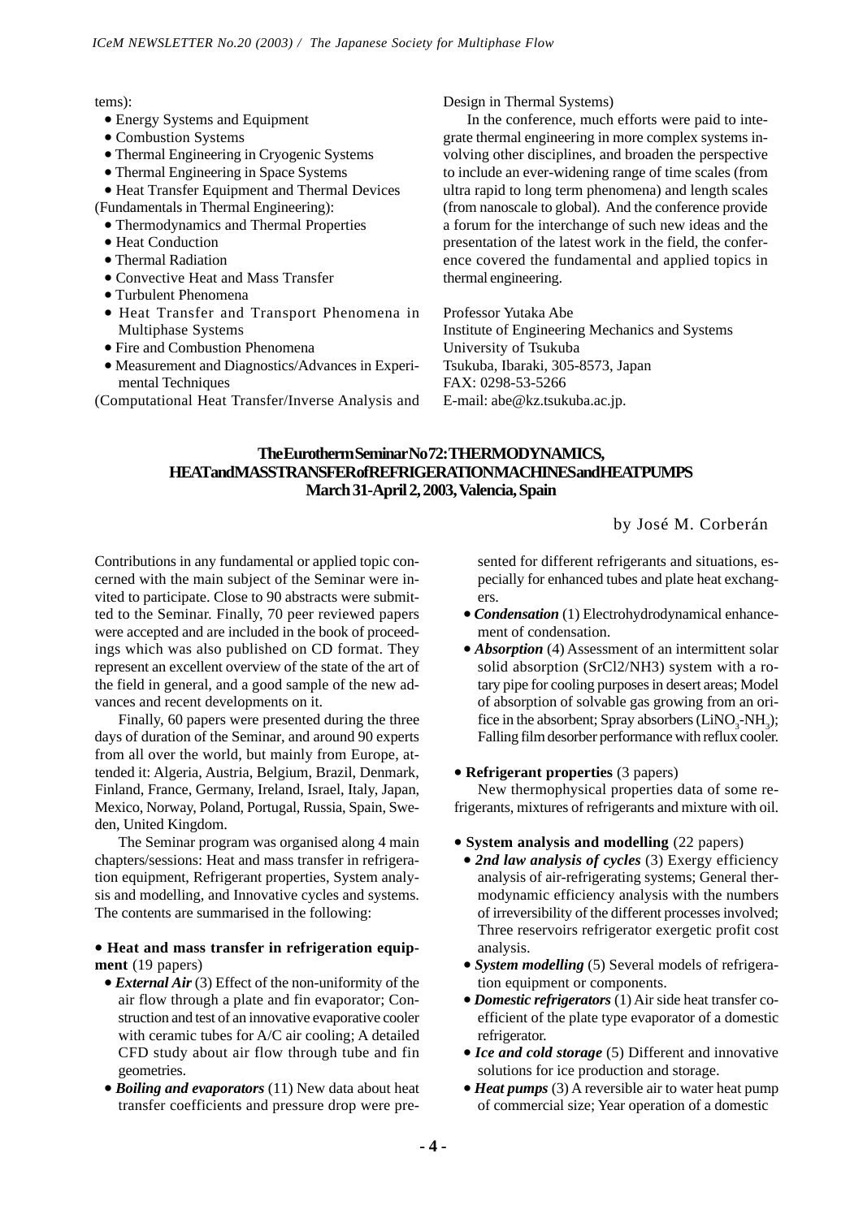tems):

- Energy Systems and Equipment
- Combustion Systems
- Thermal Engineering in Cryogenic Systems
- Thermal Engineering in Space Systems
- Heat Transfer Equipment and Thermal Devices

(Fundamentals in Thermal Engineering):

- Thermodynamics and Thermal Properties
- Heat Conduction
- Thermal Radiation
- Convective Heat and Mass Transfer
- Turbulent Phenomena
- Heat Transfer and Transport Phenomena in Multiphase Systems
- Fire and Combustion Phenomena
- Measurement and Diagnostics/Advances in Experimental Techniques

(Computational Heat Transfer/Inverse Analysis and Design in Thermal Systems)

In the conference, much efforts were paid to integrate thermal engineering in more complex systems involving other disciplines, and broaden the perspective to include an ever-widening range of time scales (from ultra rapid to long term phenomena) and length scales (from nanoscale to global). And the conference provide a forum for the interchange of such new ideas and the presentation of the latest work in the field, the conference covered the fundamental and applied topics in thermal engineering.

Professor Yutaka Abe
Institute of Engineering Mechanics and Systems
University of Tsukuba
Tsukuba, Ibaraki, 305-8573, Japan
FAX: 0298-53-5266
E-mail: abe@kz.tsukuba.ac.jp.

## The Eurotherm Seminar No 72: THERMODYNAMICS, HEAT and MASS TRANSFER of REFRIGERATION MACHINES and HEAT PUMPS
### March 31-April 2, 2003, Valencia, Spain

by José M. Corberán

Contributions in any fundamental or applied topic concerned with the main subject of the Seminar were invited to participate. Close to 90 abstracts were submitted to the Seminar. Finally, 70 peer reviewed papers were accepted and are included in the book of proceedings which was also published on CD format. They represent an excellent overview of the state of the art of the field in general, and a good sample of the new advances and recent developments on it.

Finally, 60 papers were presented during the three days of duration of the Seminar, and around 90 experts from all over the world, but mainly from Europe, attended it: Algeria, Austria, Belgium, Brazil, Denmark, Finland, France, Germany, Ireland, Israel, Italy, Japan, Mexico, Norway, Poland, Portugal, Russia, Spain, Sweden, United Kingdom.

The Seminar program was organised along 4 main chapters/sessions: Heat and mass transfer in refrigeration equipment, Refrigerant properties, System analysis and modelling, and Innovative cycles and systems. The contents are summarised in the following:

- **Heat and mass transfer in refrigeration equipment** (19 papers)
  - ***External Air*** (3) Effect of the non-uniformity of the air flow through a plate and fin evaporator; Construction and test of an innovative evaporative cooler with ceramic tubes for A/C air cooling; A detailed CFD study about air flow through tube and fin geometries.
  - ***Boiling and evaporators*** (11) New data about heat transfer coefficients and pressure drop were presented for different refrigerants and situations, especially for enhanced tubes and plate heat exchangers.
  - ***Condensation*** (1) Electrohydrodynamical enhancement of condensation.
  - ***Absorption*** (4) Assessment of an intermittent solar solid absorption (SrCl2/NH3) system with a rotary pipe for cooling purposes in desert areas; Model of absorption of solvable gas growing from an orifice in the absorbent; Spray absorbers ($LiNO_3$-$NH_3$); Falling film desorber performance with reflux cooler.

- **Refrigerant properties** (3 papers)

  New thermophysical properties data of some refrigerants, mixtures of refrigerants and mixture with oil.

- **System analysis and modelling** (22 papers)
  - ***2nd law analysis of cycles*** (3) Exergy efficiency analysis of air-refrigerating systems; General thermodynamic efficiency analysis with the numbers of irreversibility of the different processes involved; Three reservoirs refrigerator exergetic profit cost analysis.
  - ***System modelling*** (5) Several models of refrigeration equipment or components.
  - ***Domestic refrigerators*** (1) Air side heat transfer coefficient of the plate type evaporator of a domestic refrigerator.
  - ***Ice and cold storage*** (5) Different and innovative solutions for ice production and storage.
  - ***Heat pumps*** (3) A reversible air to water heat pump of commercial size; Year operation of a domestic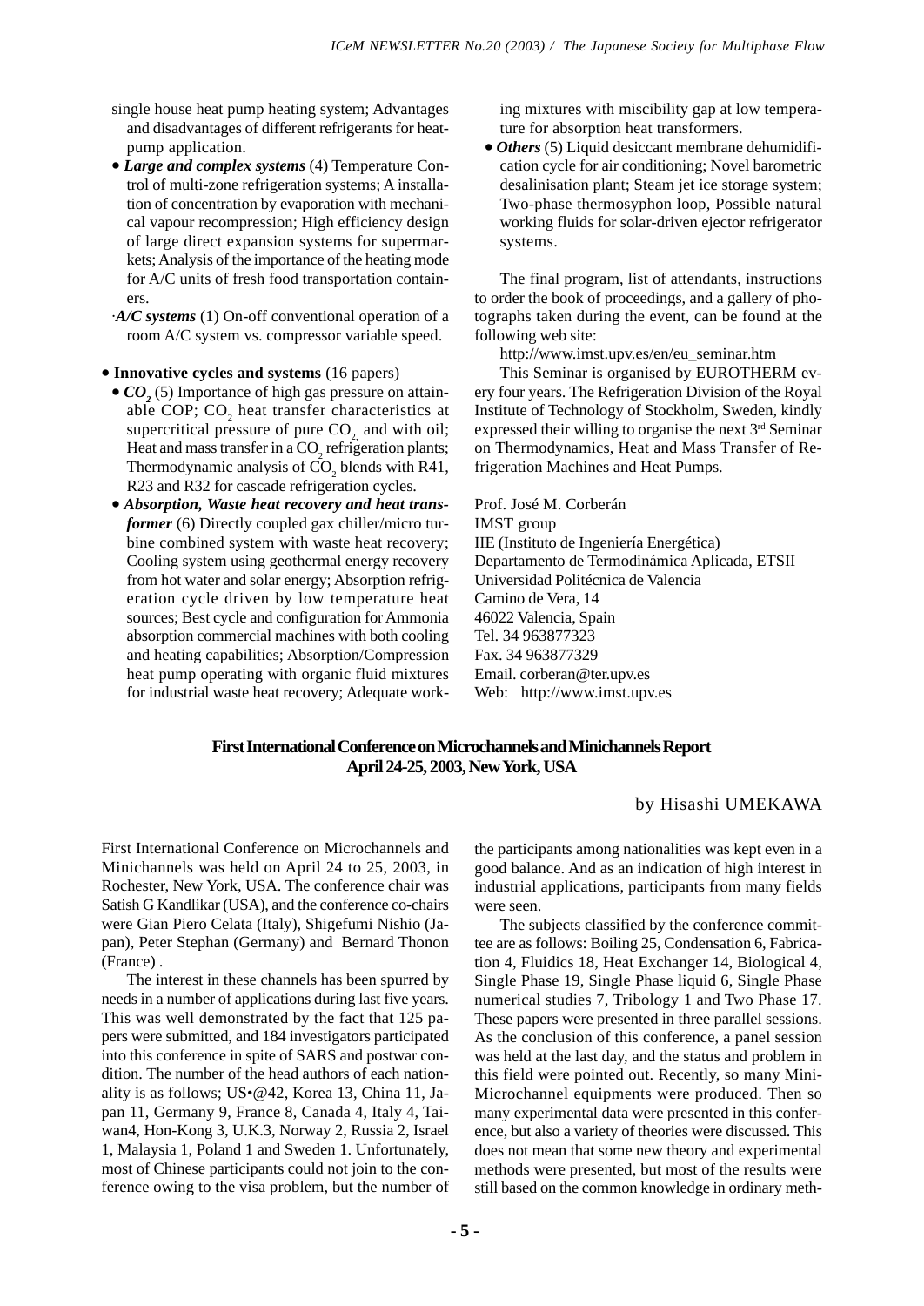single house heat pump heating system; Advantages and disadvantages of different refrigerants for heat-pump application.

- ***Large and complex systems*** (4) Temperature Control of multi-zone refrigeration systems; A installation of concentration by evaporation with mechanical vapour recompression; High efficiency design of large direct expansion systems for supermarkets; Analysis of the importance of the heating mode for A/C units of fresh food transportation containers.
- ***A/C systems*** (1) On-off conventional operation of a room A/C system vs. compressor variable speed.

- **Innovative cycles and systems** (16 papers)
  - ***$CO_2$*** (5) Importance of high gas pressure on attainable COP; $CO_2$ heat transfer characteristics at supercritical pressure of pure $CO_2$ and with oil; Heat and mass transfer in a $CO_2$ refrigeration plants; Thermodynamic analysis of $CO_2$ blends with R41, R23 and R32 for cascade refrigeration cycles.
  - ***Absorption, Waste heat recovery and heat transformer*** (6) Directly coupled gax chiller/micro turbine combined system with waste heat recovery; Cooling system using geothermal energy recovery from hot water and solar energy; Absorption refrigeration cycle driven by low temperature heat sources; Best cycle and configuration for Ammonia absorption commercial machines with both cooling and heating capabilities; Absorption/Compression heat pump operating with organic fluid mixtures for industrial waste heat recovery; Adequate working mixtures with miscibility gap at low temperature for absorption heat transformers.
  - ***Others*** (5) Liquid desiccant membrane dehumidification cycle for air conditioning; Novel barometric desalinisation plant; Steam jet ice storage system; Two-phase thermosyphon loop, Possible natural working fluids for solar-driven ejector refrigerator systems.

The final program, list of attendants, instructions to order the book of proceedings, and a gallery of photographs taken during the event, can be found at the following web site:

http://www.imst.upv.es/en/eu_seminar.htm

This Seminar is organised by EUROTHERM every four years. The Refrigeration Division of the Royal Institute of Technology of Stockholm, Sweden, kindly expressed their willing to organise the next 3rd Seminar on Thermodynamics, Heat and Mass Transfer of Refrigeration Machines and Heat Pumps.

Prof. José M. Corberán
IMST group
IIE (Instituto de Ingeniería Energética)
Departamento de Termodinámica Aplicada, ETSII
Universidad Politécnica de Valencia
Camino de Vera, 14
46022 Valencia, Spain
Tel. 34 963877323
Fax. 34 963877329
Email. corberan@ter.upv.es
Web: http://www.imst.upv.es

## First International Conference on Microchannels and Minichannels Report
### April 24-25, 2003, New York, USA

by Hisashi UMEKAWA

First International Conference on Microchannels and Minichannels was held on April 24 to 25, 2003, in Rochester, New York, USA. The conference chair was Satish G Kandlikar (USA), and the conference co-chairs were Gian Piero Celata (Italy), Shigefumi Nishio (Japan), Peter Stephan (Germany) and Bernard Thonon (France) .

The interest in these channels has been spurred by needs in a number of applications during last five years. This was well demonstrated by the fact that 125 papers were submitted, and 184 investigators participated into this conference in spite of SARS and postwar condition. The number of the head authors of each nationality is as follows; US•@42, Korea 13, China 11, Japan 11, Germany 9, France 8, Canada 4, Italy 4, Taiwan4, Hon-Kong 3, U.K.3, Norway 2, Russia 2, Israel 1, Malaysia 1, Poland 1 and Sweden 1. Unfortunately, most of Chinese participants could not join to the conference owing to the visa problem, but the number of the participants among nationalities was kept even in a good balance. And as an indication of high interest in industrial applications, participants from many fields were seen.

The subjects classified by the conference committee are as follows: Boiling 25, Condensation 6, Fabrication 4, Fluidics 18, Heat Exchanger 14, Biological 4, Single Phase 19, Single Phase liquid 6, Single Phase numerical studies 7, Tribology 1 and Two Phase 17. These papers were presented in three parallel sessions. As the conclusion of this conference, a panel session was held at the last day, and the status and problem in this field were pointed out. Recently, so many Mini-Microchannel equipments were produced. Then so many experimental data were presented in this conference, but also a variety of theories were discussed. This does not mean that some new theory and experimental methods were presented, but most of the results were still based on the common knowledge in ordinary meth-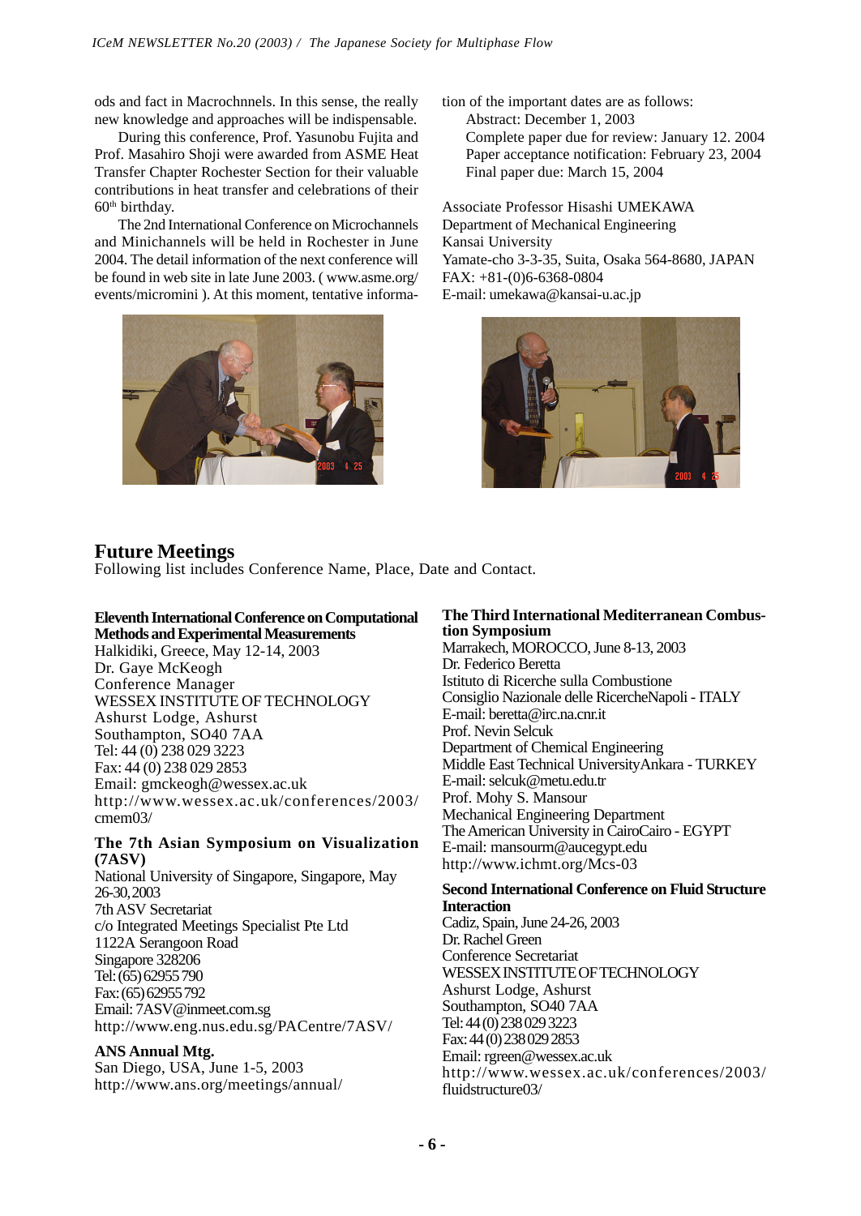ods and fact in Macrochnnels. In this sense, the really new knowledge and approaches will be indispensable.

During this conference, Prof. Yasunobu Fujita and Prof. Masahiro Shoji were awarded from ASME Heat Transfer Chapter Rochester Section for their valuable contributions in heat transfer and celebrations of their 60th birthday.

The 2nd International Conference on Microchannels and Minichannels will be held in Rochester in June 2004. The detail information of the next conference will be found in web site in late June 2003. ( www.asme.org/events/micromini ). At this moment, tentative information of the important dates are as follows:

Abstract: December 1, 2003
Complete paper due for review: January 12. 2004
Paper acceptance notification: February 23, 2004
Final paper due: March 15, 2004

Associate Professor Hisashi UMEKAWA
Department of Mechanical Engineering
Kansai University
Yamate-cho 3-3-35, Suita, Osaka 564-8680, JAPAN
FAX: +81-(0)6-6368-0804
E-mail: umekawa@kansai-u.ac.jp

## Future Meetings

Following list includes Conference Name, Place, Date and Contact.

**Eleventh International Conference on Computational Methods and Experimental Measurements**
Halkidiki, Greece, May 12-14, 2003
Dr. Gaye McKeogh
Conference Manager
WESSEX INSTITUTE OF TECHNOLOGY
Ashurst Lodge, Ashurst
Southampton, SO40 7AA
Tel: 44 (0) 238 029 3223
Fax: 44 (0) 238 029 2853
Email: gmckeogh@wessex.ac.uk
http://www.wessex.ac.uk/conferences/2003/cmem03/

**The 7th Asian Symposium on Visualization (7ASV)**
National University of Singapore, Singapore, May 26-30, 2003
7th ASV Secretariat
c/o Integrated Meetings Specialist Pte Ltd
1122A Serangoon Road
Singapore 328206
Tel: (65) 62955 790
Fax: (65) 62955 792
Email: 7ASV@inmeet.com.sg
http://www.eng.nus.edu.sg/PACentre/7ASV/

**ANS Annual Mtg.**
San Diego, USA, June 1-5, 2003
http://www.ans.org/meetings/annual/

**The Third International Mediterranean Combustion Symposium**
Marrakech, MOROCCO, June 8-13, 2003
Dr. Federico Beretta
Istituto di Ricerche sulla Combustione
Consiglio Nazionale delle RicercheNapoli - ITALY
E-mail: beretta@irc.na.cnr.it
Prof. Nevin Selcuk
Department of Chemical Engineering
Middle East Technical UniversityAnkara - TURKEY
E-mail: selcuk@metu.edu.tr
Prof. Mohy S. Mansour
Mechanical Engineering Department
The American University in CairoCairo - EGYPT
E-mail: mansourm@aucegypt.edu
http://www.ichmt.org/Mcs-03

**Second International Conference on Fluid Structure Interaction**
Cadiz, Spain, June 24-26, 2003
Dr. Rachel Green
Conference Secretariat
WESSEX INSTITUTE OF TECHNOLOGY
Ashurst Lodge, Ashurst
Southampton, SO40 7AA
Tel: 44 (0) 238 029 3223
Fax: 44 (0) 238 029 2853
Email: rgreen@wessex.ac.uk
http://www.wessex.ac.uk/conferences/2003/fluidstructure03/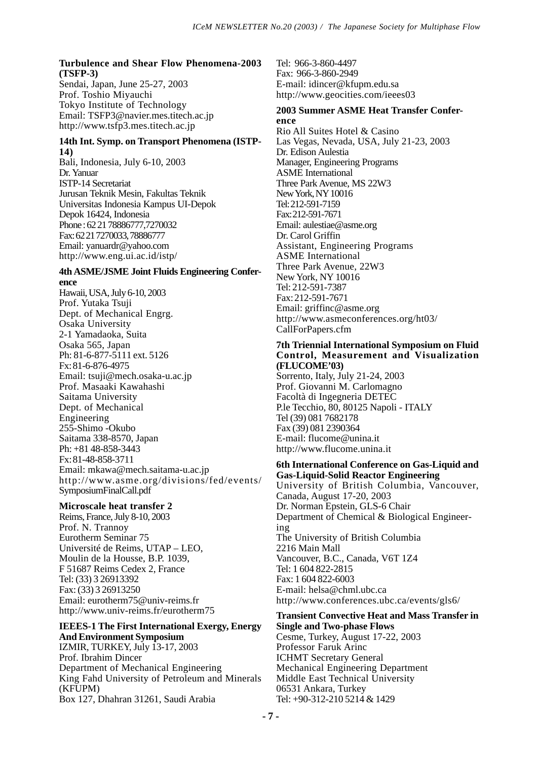**Turbulence and Shear Flow Phenomena-2003 (TSFP-3)**
Sendai, Japan, June 25-27, 2003
Prof. Toshio Miyauchi
Tokyo Institute of Technology
Email: TSFP3@navier.mes.titech.ac.jp
http://www.tsfp3.mes.titech.ac.jp

**14th Int. Symp. on Transport Phenomena (ISTP-14)**
Bali, Indonesia, July 6-10, 2003
Dr. Yanuar
ISTP-14 Secretariat
Jurusan Teknik Mesin, Fakultas Teknik
Universitas Indonesia Kampus UI-Depok
Depok 16424, Indonesia
Phone : 62 21 78886777,7270032
Fax: 62 21 7270033, 78886777
Email: yanuardr@yahoo.com
http://www.eng.ui.ac.id/istp/

**4th ASME/JSME Joint Fluids Engineering Conference**
Hawaii, USA, July 6-10, 2003
Prof. Yutaka Tsuji
Dept. of Mechanical Engrg.
Osaka University
2-1 Yamadaoka, Suita
Osaka 565, Japan
Ph: 81-6-877-5111 ext. 5126
Fx: 81-6-876-4975
Email: tsuji@mech.osaka-u.ac.jp
Prof. Masaaki Kawahashi
Saitama University
Dept. of Mechanical
Engineering
255-Shimo -Okubo
Saitama 338-8570, Japan
Ph: +81 48-858-3443
Fx: 81-48-858-3711
Email: mkawa@mech.saitama-u.ac.jp
http://www.asme.org/divisions/fed/events/SymposiumFinalCall.pdf

**Microscale heat transfer 2**
Reims, France, July 8-10, 2003
Prof. N. Trannoy
Eurotherm Seminar 75
Université de Reims, UTAP – LEO,
Moulin de la Housse, B.P. 1039,
F 51687 Reims Cedex 2, France
Tel: (33) 3 26913392
Fax: (33) 3 26913250
Email: eurotherm75@univ-reims.fr
http://www.univ-reims.fr/eurotherm75

**IEEES-1 The First International Exergy, Energy And Environment Symposium**
IZMIR, TURKEY, July 13-17, 2003
Prof. Ibrahim Dincer
Department of Mechanical Engineering
King Fahd University of Petroleum and Minerals (KFUPM)
Box 127, Dhahran 31261, Saudi Arabia
Tel: 966-3-860-4497
Fax: 966-3-860-2949
E-mail: idincer@kfupm.edu.sa
http://www.geocities.com/ieees03

**2003 Summer ASME Heat Transfer Conference**
Rio All Suites Hotel & Casino
Las Vegas, Nevada, USA, July 21-23, 2003
Dr. Edison Aulestia
Manager, Engineering Programs
ASME International
Three Park Avenue, MS 22W3
New York, NY 10016
Tel: 212-591-7159
Fax: 212-591-7671
Email: aulestiae@asme.org
Dr. Carol Griffin
Assistant, Engineering Programs
ASME International
Three Park Avenue, 22W3
New York, NY 10016
Tel: 212-591-7387
Fax: 212-591-7671
Email: griffinc@asme.org
http://www.asmeconferences.org/ht03/CallForPapers.cfm

**7th Triennial International Symposium on Fluid Control, Measurement and Visualization (FLUCOME'03)**
Sorrento, Italy, July 21-24, 2003
Prof. Giovanni M. Carlomagno
Facoltà di Ingegneria DETEC
P.le Tecchio, 80, 80125 Napoli - ITALY
Tel (39) 081 7682178
Fax (39) 081 2390364
E-mail: flucome@unina.it
http://www.flucome.unina.it

**6th International Conference on Gas-Liquid and Gas-Liquid-Solid Reactor Engineering**
University of British Columbia, Vancouver, Canada, August 17-20, 2003
Dr. Norman Epstein, GLS-6 Chair
Department of Chemical & Biological Engineering
The University of British Columbia
2216 Main Mall
Vancouver, B.C., Canada, V6T 1Z4
Tel: 1 604 822-2815
Fax: 1 604 822-6003
E-mail: helsa@chml.ubc.ca
http://www.conferences.ubc.ca/events/gls6/

**Transient Convective Heat and Mass Transfer in Single and Two-phase Flows**
Cesme, Turkey, August 17-22, 2003
Professor Faruk Arinc
ICHMT Secretary General
Mechanical Engineering Department
Middle East Technical University
06531 Ankara, Turkey
Tel: +90-312-210 5214 & 1429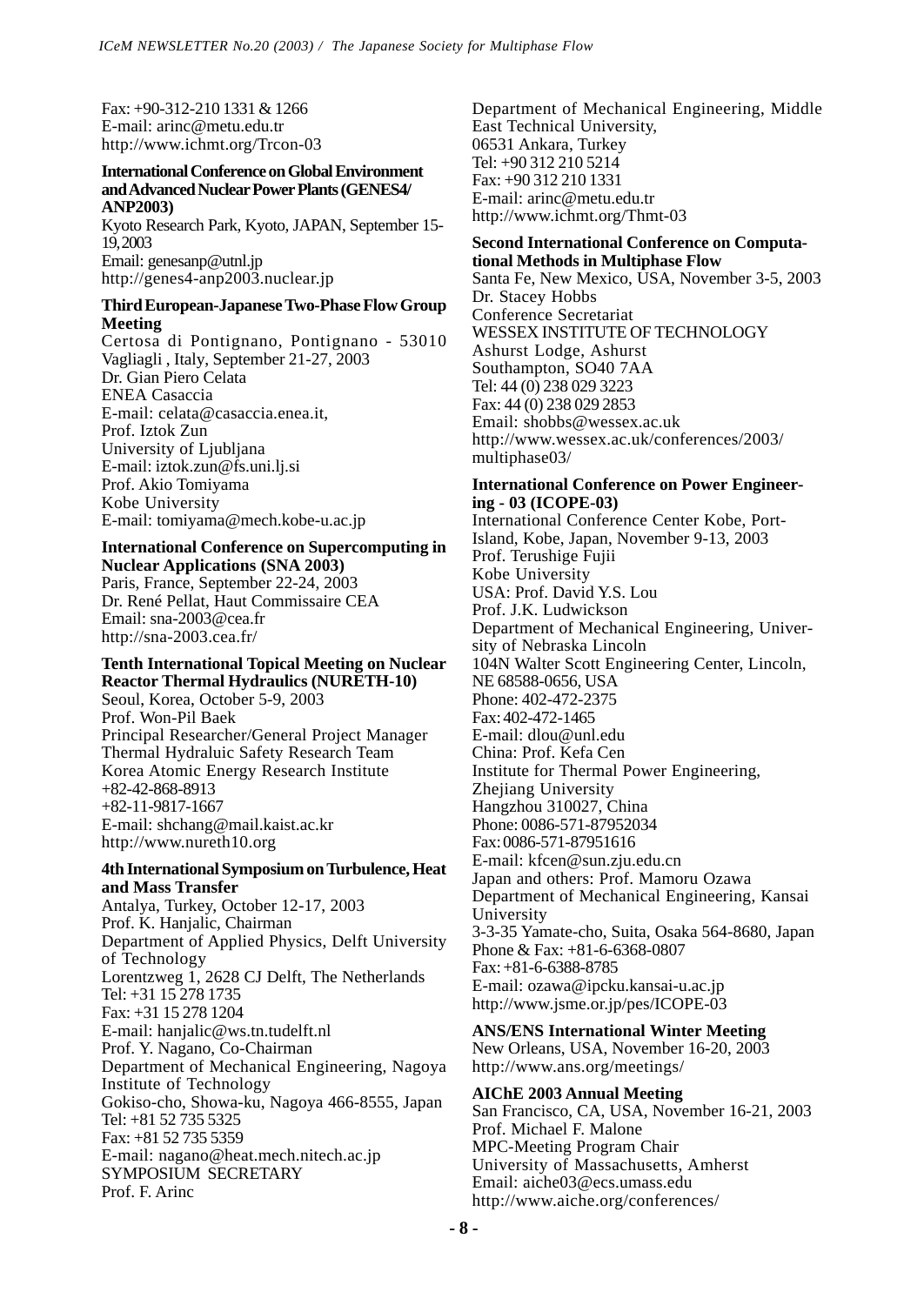Fax: +90-312-210 1331 & 1266
E-mail: arinc@metu.edu.tr
http://www.ichmt.org/Trcon-03

**International Conference on Global Environment and Advanced Nuclear Power Plants (GENES4/ ANP2003)**
Kyoto Research Park, Kyoto, JAPAN, September 15-19, 2003
Email: genesanp@utnl.jp
http://genes4-anp2003.nuclear.jp

**Third European-Japanese Two-Phase Flow Group Meeting**
Certosa di Pontignano, Pontignano - 53010 Vagliagli , Italy, September 21-27, 2003
Dr. Gian Piero Celata
ENEA Casaccia
E-mail: celata@casaccia.enea.it,
Prof. Iztok Zun
University of Ljubljana
E-mail: iztok.zun@fs.uni.lj.si
Prof. Akio Tomiyama
Kobe University
E-mail: tomiyama@mech.kobe-u.ac.jp

**International Conference on Supercomputing in Nuclear Applications (SNA 2003)**
Paris, France, September 22-24, 2003
Dr. René Pellat, Haut Commissaire CEA
Email: sna-2003@cea.fr
http://sna-2003.cea.fr/

**Tenth International Topical Meeting on Nuclear Reactor Thermal Hydraulics (NURETH-10)**
Seoul, Korea, October 5-9, 2003
Prof. Won-Pil Baek
Principal Researcher/General Project Manager
Thermal Hydraluic Safety Research Team
Korea Atomic Energy Research Institute
+82-42-868-8913
+82-11-9817-1667
E-mail: shchang@mail.kaist.ac.kr
http://www.nureth10.org

**4th International Symposium on Turbulence, Heat and Mass Transfer**
Antalya, Turkey, October 12-17, 2003
Prof. K. Hanjalic, Chairman
Department of Applied Physics, Delft University of Technology
Lorentzweg 1, 2628 CJ Delft, The Netherlands
Tel: +31 15 278 1735
Fax: +31 15 278 1204
E-mail: hanjalic@ws.tn.tudelft.nl
Prof. Y. Nagano, Co-Chairman
Department of Mechanical Engineering, Nagoya Institute of Technology
Gokiso-cho, Showa-ku, Nagoya 466-8555, Japan
Tel: +81 52 735 5325
Fax: +81 52 735 5359
E-mail: nagano@heat.mech.nitech.ac.jp
SYMPOSIUM SECRETARY
Prof. F. Arinc
Department of Mechanical Engineering, Middle East Technical University,
06531 Ankara, Turkey
Tel: +90 312 210 5214
Fax: +90 312 210 1331
E-mail: arinc@metu.edu.tr
http://www.ichmt.org/Thmt-03

**Second International Conference on Computational Methods in Multiphase Flow**
Santa Fe, New Mexico, USA, November 3-5, 2003
Dr. Stacey Hobbs
Conference Secretariat
WESSEX INSTITUTE OF TECHNOLOGY
Ashurst Lodge, Ashurst
Southampton, SO40 7AA
Tel: 44 (0) 238 029 3223
Fax: 44 (0) 238 029 2853
Email: shobbs@wessex.ac.uk
http://www.wessex.ac.uk/conferences/2003/multiphase03/

**International Conference on Power Engineering - 03 (ICOPE-03)**
International Conference Center Kobe, Port-Island, Kobe, Japan, November 9-13, 2003
Prof. Terushige Fujii
Kobe University
USA: Prof. David Y.S. Lou
Prof. J.K. Ludwickson
Department of Mechanical Engineering, University of Nebraska Lincoln
104N Walter Scott Engineering Center, Lincoln, NE 68588-0656, USA
Phone: 402-472-2375
Fax: 402-472-1465
E-mail: dlou@unl.edu
China: Prof. Kefa Cen
Institute for Thermal Power Engineering, Zhejiang University
Hangzhou 310027, China
Phone: 0086-571-87952034
Fax: 0086-571-87951616
E-mail: kfcen@sun.zju.edu.cn
Japan and others: Prof. Mamoru Ozawa
Department of Mechanical Engineering, Kansai University
3-3-35 Yamate-cho, Suita, Osaka 564-8680, Japan
Phone & Fax: +81-6-6368-0807
Fax: +81-6-6388-8785
E-mail: ozawa@ipcku.kansai-u.ac.jp
http://www.jsme.or.jp/pes/ICOPE-03

**ANS/ENS International Winter Meeting**
New Orleans, USA, November 16-20, 2003
http://www.ans.org/meetings/

**AIChE 2003 Annual Meeting**
San Francisco, CA, USA, November 16-21, 2003
Prof. Michael F. Malone
MPC-Meeting Program Chair
University of Massachusetts, Amherst
Email: aiche03@ecs.umass.edu
http://www.aiche.org/conferences/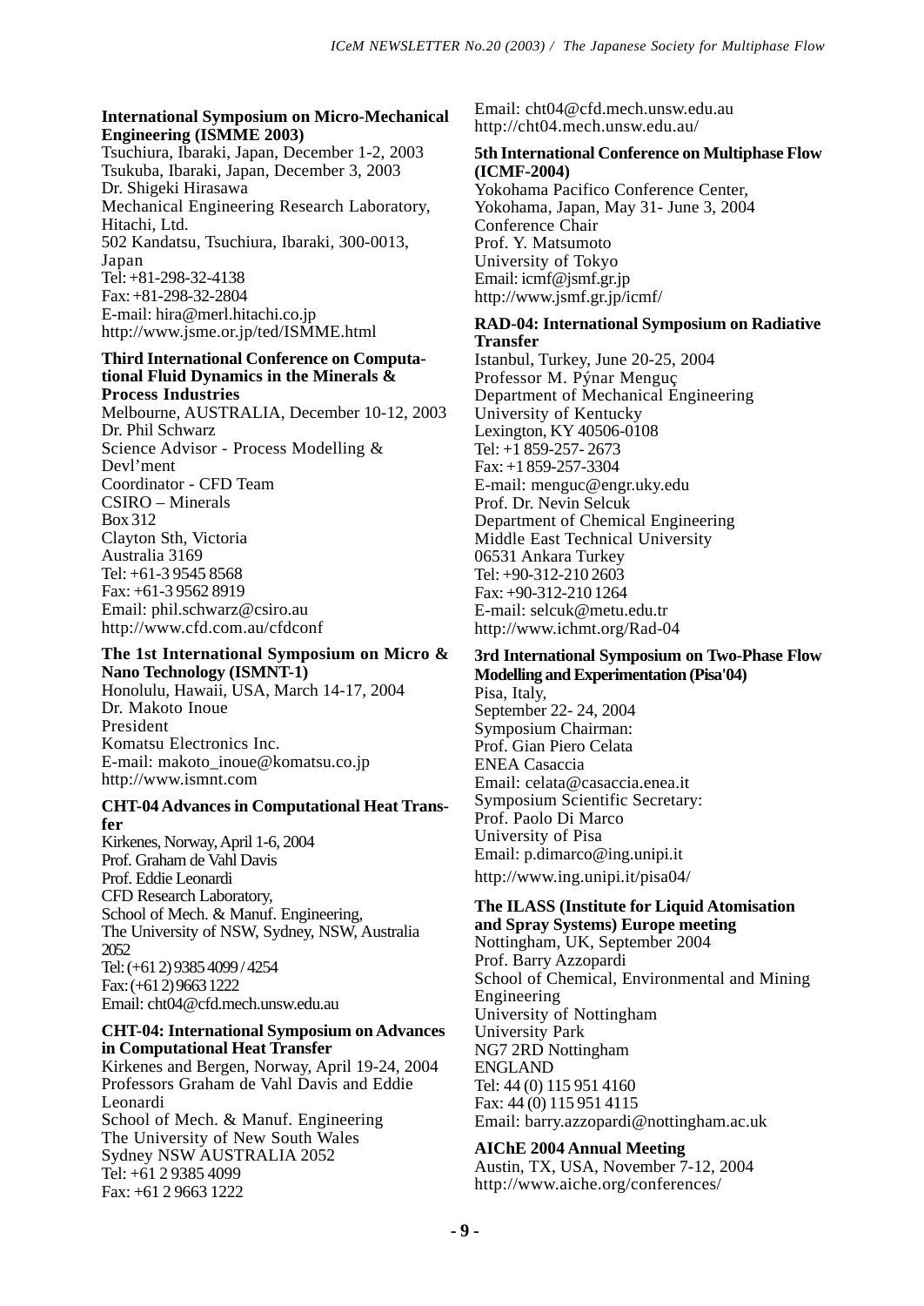**International Symposium on Micro-Mechanical Engineering (ISMME 2003)**
Tsuchiura, Ibaraki, Japan, December 1-2, 2003
Tsukuba, Ibaraki, Japan, December 3, 2003
Dr. Shigeki Hirasawa
Mechanical Engineering Research Laboratory, Hitachi, Ltd.
502 Kandatsu, Tsuchiura, Ibaraki, 300-0013, Japan
Tel: +81-298-32-4138
Fax: +81-298-32-2804
E-mail: hira@merl.hitachi.co.jp
http://www.jsme.or.jp/ted/ISMME.html

**Third International Conference on Computational Fluid Dynamics in the Minerals & Process Industries**
Melbourne, AUSTRALIA, December 10-12, 2003
Dr. Phil Schwarz
Science Advisor - Process Modelling & Devl'ment
Coordinator - CFD Team
CSIRO – Minerals
Box 312
Clayton Sth, Victoria
Australia 3169
Tel: +61-3 9545 8568
Fax: +61-3 9562 8919
Email: phil.schwarz@csiro.au
http://www.cfd.com.au/cfdconf

**The 1st International Symposium on Micro & Nano Technology (ISMNT-1)**
Honolulu, Hawaii, USA, March 14-17, 2004
Dr. Makoto Inoue
President
Komatsu Electronics Inc.
E-mail: makoto_inoue@komatsu.co.jp
http://www.ismnt.com

**CHT-04 Advances in Computational Heat Transfer**
Kirkenes, Norway, April 1-6, 2004
Prof. Graham de Vahl Davis
Prof. Eddie Leonardi
CFD Research Laboratory,
School of Mech. & Manuf. Engineering,
The University of NSW, Sydney, NSW, Australia 2052
Tel: (+61 2) 9385 4099 / 4254
Fax: (+61 2) 9663 1222
Email: cht04@cfd.mech.unsw.edu.au

**CHT-04: International Symposium on Advances in Computational Heat Transfer**
Kirkenes and Bergen, Norway, April 19-24, 2004
Professors Graham de Vahl Davis and Eddie Leonardi
School of Mech. & Manuf. Engineering
The University of New South Wales
Sydney NSW AUSTRALIA 2052
Tel: +61 2 9385 4099
Fax: +61 2 9663 1222
Email: cht04@cfd.mech.unsw.edu.au
http://cht04.mech.unsw.edu.au/

**5th International Conference on Multiphase Flow (ICMF-2004)**
Yokohama Pacifico Conference Center, Yokohama, Japan, May 31- June 3, 2004
Conference Chair
Prof. Y. Matsumoto
University of Tokyo
Email: icmf@jsmf.gr.jp
http://www.jsmf.gr.jp/icmf/

**RAD-04: International Symposium on Radiative Transfer**
Istanbul, Turkey, June 20-25, 2004
Professor M. Pýnar Menguç
Department of Mechanical Engineering
University of Kentucky
Lexington, KY 40506-0108
Tel: +1 859-257- 2673
Fax: +1 859-257-3304
E-mail: menguc@engr.uky.edu
Prof. Dr. Nevin Selcuk
Department of Chemical Engineering
Middle East Technical University
06531 Ankara Turkey
Tel: +90-312-210 2603
Fax: +90-312-210 1264
E-mail: selcuk@metu.edu.tr
http://www.ichmt.org/Rad-04

**3rd International Symposium on Two-Phase Flow Modelling and Experimentation (Pisa'04)**
Pisa, Italy,
September 22- 24, 2004
Symposium Chairman:
Prof. Gian Piero Celata
ENEA Casaccia
Email: celata@casaccia.enea.it
Symposium Scientific Secretary:
Prof. Paolo Di Marco
University of Pisa
Email: p.dimarco@ing.unipi.it
http://www.ing.unipi.it/pisa04/

**The ILASS (Institute for Liquid Atomisation and Spray Systems) Europe meeting**
Nottingham, UK, September 2004
Prof. Barry Azzopardi
School of Chemical, Environmental and Mining Engineering
University of Nottingham
University Park
NG7 2RD Nottingham
ENGLAND
Tel: 44 (0) 115 951 4160
Fax: 44 (0) 115 951 4115
Email: barry.azzopardi@nottingham.ac.uk

**AIChE 2004 Annual Meeting**
Austin, TX, USA, November 7-12, 2004
http://www.aiche.org/conferences/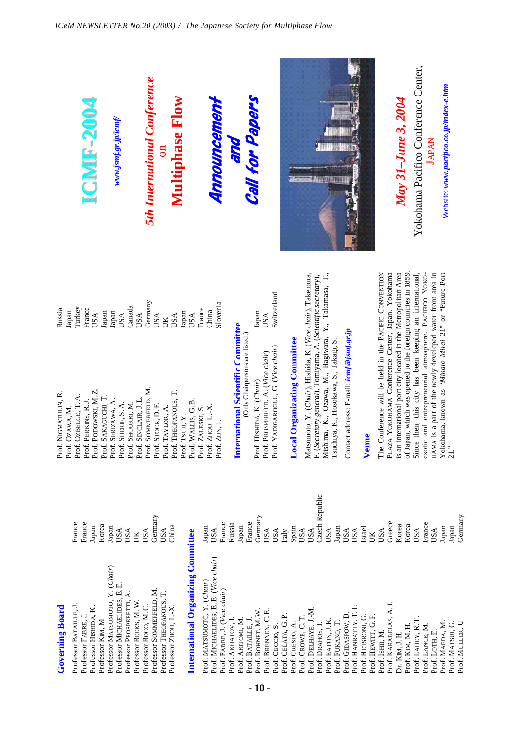# ICMF-2004

*www.jsmf.gr.jp/icmf/*

## *5th International Conference* on **Multiphase Flow**

## *Announcement and Call for Papers*

*May 31–June 3, 2004*

Yokohama Pacifico Conference Center, JAPAN

Website: *www.pacifico.co.jp/index-e.htm*

## Governing Board

| Name | Country |
|---|---|
| Professor BATAILLE, J. | France |
| Professor FABRE, J. | France |
| Professor HISHIDA, K. | Japan |
| Professor KIM, M | Korea |
| Professor MATSUMOTO, Y. (*Chair*) | Japan |
| Professor MICHAELIDES, E.E. | USA |
| Professor PROSPERETTI, A. | USA |
| Professor REEKS, M. W. | UK |
| Professor ROCO, M.C. | USA |
| Professor SOMMERFELD, M. | Germany |
| Professor THEOFANOUS, T. | USA |
| Professor ZHOU, L.-X. | China |

## International Organizing Committee

| Name | Country |
|---|---|
| Prof. MATSUMOTO, Y. (*Chair*) | Japan |
| Prof. MICHAELIDES, E.E. (*Vice chair*) | USA |
| Prof. FABRE, J. (*Vice chair*) | France |
| Prof. AKHATOV, I. | Russia |
| Prof. ARITOMI, M. | Japan |
| Prof. BATAILLE, J. | France |
| Prof. BOHNET, M.W. | Germany |
| Prof. BRENNEN, C.E. | USA |
| Prof. CECCIO, S. | USA |
| Prof. CELATA, G.P. | Italy |
| Prof. CRESPO, A. | Spain |
| Prof. CROWE, C.T. | USA |
| Prof. DELHAYE, J.-M. | USA |
| Prof. DRAHOS, J. | Czech Republic |
| Prof. EATON, J.K. | USA |
| Prof. FUKANO, T. | Japan |
| Prof. GIDASPOW, D. | USA |
| Prof. HANRATTY, T.J. | USA |
| Prof. HETSRONI, G. | Israel |
| Prof. HEWITT, G.F. | UK |
| Prof. ISHII, M. | USA |
| Prof. KARABELAS, A.J. | Greece |
| Dr. KIM, J.H. | Korea |
| Prof. KIM, M.H. | Korea |
| Prof. LAHEY, R.T. | USA |
| Prof. LANCE, M. | France |
| Prof. LOTH, E. | USA |
| Prof. MAEDA, M. | Japan |
| Prof. MATSUI, G. | Japan |
| Prof. MÜLLER, U | Germany |
| Prof. NIGMATULIN, R. | Russia |
| Prof. OZAWA, M. | Japan |
| Prof. OZBELGE, T.A. | Turkey |
| Prof. PERKINS, R.J. | France |
| Prof. PODOWSKI, M.Z. | USA |
| Prof. SAKAGUCHI, T. | Japan |
| Prof. SERIZAWA, A. | Japan |
| Prof. SHERIF, S.A. | USA |
| Prof. SHOUKRI, M. | Canada |
| Prof. SINCLAIR, J.L. | USA |
| Prof. SOMMERFELD, M. | Germany |
| Prof. STOCK, D.E. | USA |
| Prof. TAYLOR, A. | UK |
| Prof. THEOFANOUS, T. | USA |
| Prof. TSUJI, Y. | Japan |
| Prof. WALLIS, G.B. | USA |
| Prof. ZALESKI, S. | France |
| Prof. ZHOU, L.-X. | China |
| Prof. ZUN, I. | Slovenia |

## International Scientific Committee

(Only Chairpersons are listed.)

| Name | Country |
|---|---|
| Prof. HISHIDA, K. (*Chair*) | Japan |
| Prof. PROSPERETTI, A. (*Vice chair*) | USA |
| Prof. YADIGAROGLU, G. (*Vice chair*) | Switzerland |

## Local Organizating Committee

Matsumoto, Y. (*Chair*), Hishida, K. (*Vice chair*), Takemura, F. (*Secretary general*), Tomiyama, A. (*Scientific secretary*), Mishima, K., Ozawa, M., Hagiwara, Y., Takamasa, T., Tsuchiya, K., Hosokawa, S., Takagi, S.

Contact address: E-mail: *icmf@jsmf.gr.jp*

## Venue

The Conference will be held in the PACIFIC CONVENTION PLAZA YOKOHAMA Conference Center, Japan. Yokohama is an international port city located in the Metropolitan Area of Japan, which was opened to the foreign countries in 1859. Since then, this city has been keeping an international, exotic and entrepreneurial atmosphere. PACIFICO YOKOHAMA is a part of the newly developed water front area in Yokohama, known as "*Minato Mirai* 21" or "Future Port 21."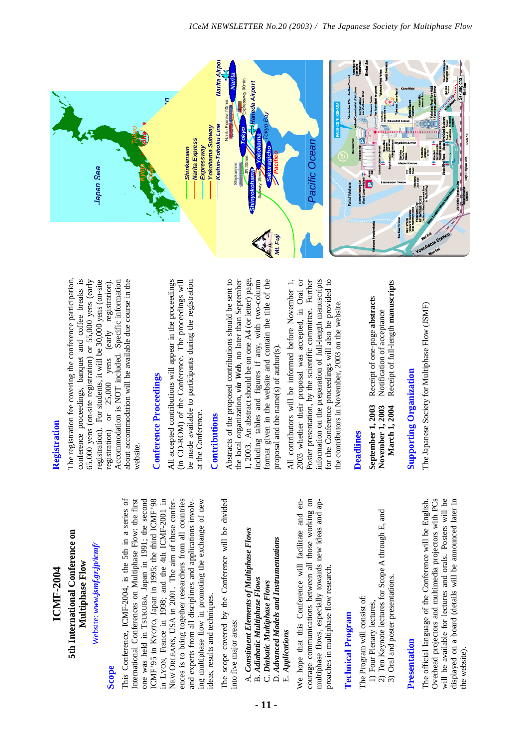# ICMF-2004

## 5th International Conference on Multiphase Flow

Website: *www.jsmf.gr.jp/icmf/*

### Scope

This Conference, ICMF-2004, is the 5th in a series of International Conferences on Multiphase Flow: the first one was held in TSUKUBA, Japan in 1991; the second ICMF'95 in KYOTO, Japan in 1995; the third ICMF'98 in LYON, France in 1998; and the 4th ICMF-2001 in NEW ORLEANS, USA in 2001. The aim of these conferences is to bring together researchers from all countries and experts from all disciplines and applications involving multiphase flow in promoting the exchange of new ideas, results and techniques.

The scope covered by the Conference will be divided into five major areas:

A. ***Constituent Elements of Multiphase Flows***
B. ***Adiabatic Multiphase Flows***
C. ***Diabatic Multiphase Flows***
D. ***Advanced Models and Instrumentations***
E. ***Applications***

We hope that this Conference will facilitate and encourage communications between all those working on multiphase flows, especially towards new ideas and approaches in multiphase flow research.

### Technical Program

The Program will consist of:

1) Four Plenary lectures,
2) Ten Keynote lectures for Scope A through E, and
3) Oral and poster presentations.

### Presentation

The official language of the Conference will be English. Overhead projectors and multimedia projectors with PCs will be available for lectures and orals. Posters will be displayed on a board (details will be announced later in the website).

### Registration

The registration fee covering the conference participation, conference proceedings, banquet and coffee breaks is 65,000 yens (on-site registration) or 55,000 yens (early registration). For students, it will be 30,000 yens (on-site registration) or 25,000 yens (early registration). Accommodation is NOT included. Specific information about accommodation will be available due course in the website.

### Conference Proceedings

All accepted contributions will appear in the proceedings (in CD-ROM) of the Conference. The proceedings will be made available to participants during the registration at the Conference.

### Contributions

Abstracts of the proposed contributions should be sent to the local organization, ***via Web***, no later than September 1, 2003. An abstract should be on one A4 (or letter) page, including tables and figures if any, with two-column format given in the website and contain the title of the proposal and the name(s) of author(s).

All contributors will be informed before November 1, 2003 whether their proposal was accepted, in Oral or Poster presentation, by the scientific committee. Further information on the preparation of full-length manuscripts for the Conference proceedings will also be provided to the contributors in November, 2003 on the website.

### Deadlines

| | |
|---|---|
| **September 1, 2003** | Receipt of one-page **abstracts** |
| **November 1, 2003** | Notification of acceptance |
| **March 1, 2004** | Receipt of full-length **manuscripts** |

### Supporting Organization

The Japanese Society for Multiphase Flow (JSMF)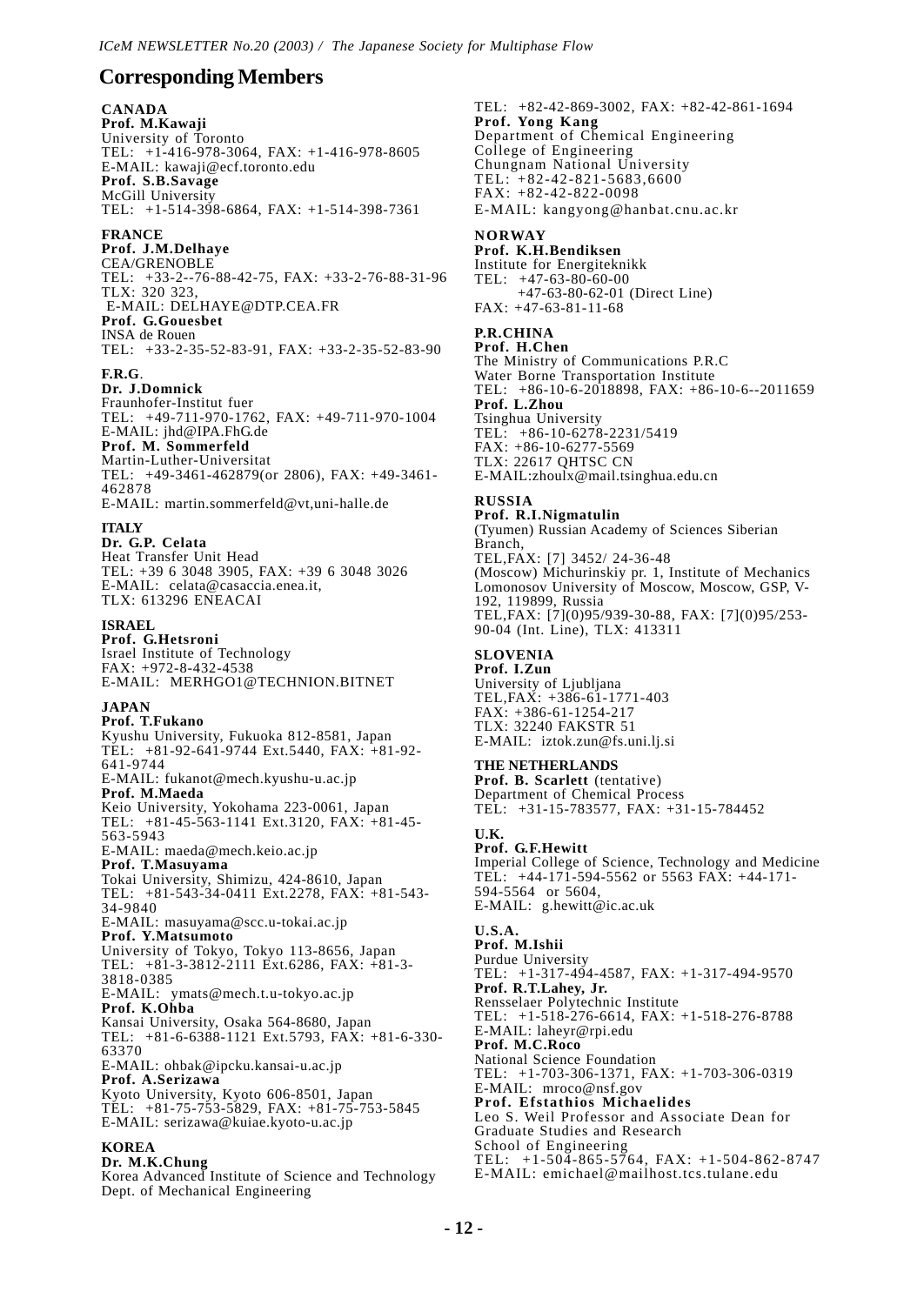# Corresponding Members

**CANADA**

**Prof. M.Kawaji**
University of Toronto
TEL: +1-416-978-3064, FAX: +1-416-978-8605
E-MAIL: kawaji@ecf.toronto.edu

**Prof. S.B.Savage**
McGill University
TEL: +1-514-398-6864, FAX: +1-514-398-7361

**FRANCE**

**Prof. J.M.Delhaye**
CEA/GRENOBLE
TEL: +33-2--76-88-42-75, FAX: +33-2-76-88-31-96
TLX: 320 323,
E-MAIL: DELHAYE@DTP.CEA.FR

**Prof. G.Gouesbet**
INSA de Rouen
TEL: +33-2-35-52-83-91, FAX: +33-2-35-52-83-90

**F.R.G.**

**Dr. J.Domnick**
Fraunhofer-Institut fuer
TEL: +49-711-970-1762, FAX: +49-711-970-1004
E-MAIL: jhd@IPA.FhG.de

**Prof. M. Sommerfeld**
Martin-Luther-Universitat
TEL: +49-3461-462879(or 2806), FAX: +49-3461-462878
E-MAIL: martin.sommerfeld@vt,uni-halle.de

**ITALY**

**Dr. G.P. Celata**
Heat Transfer Unit Head
TEL: +39 6 3048 3905, FAX: +39 6 3048 3026
E-MAIL: celata@casaccia.enea.it,
TLX: 613296 ENEACAI

**ISRAEL**

**Prof. G.Hetsroni**
Israel Institute of Technology
FAX: +972-8-432-4538
E-MAIL: MERHGO1@TECHNION.BITNET

**JAPAN**

**Prof. T.Fukano**
Kyushu University, Fukuoka 812-8581, Japan
TEL: +81-92-641-9744 Ext.5440, FAX: +81-92-641-9744
E-MAIL: fukanot@mech.kyushu-u.ac.jp

**Prof. M.Maeda**
Keio University, Yokohama 223-0061, Japan
TEL: +81-45-563-1141 Ext.3120, FAX: +81-45-563-5943
E-MAIL: maeda@mech.keio.ac.jp

**Prof. T.Masuyama**
Tokai University, Shimizu, 424-8610, Japan
TEL: +81-543-34-0411 Ext.2278, FAX: +81-543-34-9840
E-MAIL: masuyama@scc.u-tokai.ac.jp

**Prof. Y.Matsumoto**
University of Tokyo, Tokyo 113-8656, Japan
TEL: +81-3-3812-2111 Ext.6286, FAX: +81-3-3818-0385
E-MAIL: ymats@mech.t.u-tokyo.ac.jp

**Prof. K.Ohba**
Kansai University, Osaka 564-8680, Japan
TEL: +81-6-6388-1121 Ext.5793, FAX: +81-6-330-63370
E-MAIL: ohbak@ipcku.kansai-u.ac.jp

**Prof. A.Serizawa**
Kyoto University, Kyoto 606-8501, Japan
TEL: +81-75-753-5829, FAX: +81-75-753-5845
E-MAIL: serizawa@kuiae.kyoto-u.ac.jp

**KOREA**

**Dr. M.K.Chung**
Korea Advanced Institute of Science and Technology
Dept. of Mechanical Engineering
TEL: +82-42-869-3002, FAX: +82-42-861-1694

**Prof. Yong Kang**
Department of Chemical Engineering
College of Engineering
Chungnam National University
TEL: +82-42-821-5683,6600
FAX: +82-42-822-0098
E-MAIL: kangyong@hanbat.cnu.ac.kr

**NORWAY**

**Prof. K.H.Bendiksen**
Institute for Energiteknikk
TEL: +47-63-80-60-00
+47-63-80-62-01 (Direct Line)
FAX: +47-63-81-11-68

**P.R.CHINA**

**Prof. H.Chen**
The Ministry of Communications P.R.C
Water Borne Transportation Institute
TEL: +86-10-6-2018898, FAX: +86-10-6--2011659

**Prof. L.Zhou**
Tsinghua University
TEL: +86-10-6278-2231/5419
FAX: +86-10-6277-5569
TLX: 22617 QHTSC CN
E-MAIL:zhoulx@mail.tsinghua.edu.cn

**RUSSIA**

**Prof. R.I.Nigmatulin**
(Tyumen) Russian Academy of Sciences Siberian Branch,
TEL,FAX: [7] 3452/ 24-36-48
(Moscow) Michurinskiy pr. 1, Institute of Mechanics Lomonosov University of Moscow, Moscow, GSP, V-192, 119899, Russia
TEL,FAX: [7](0)95/939-30-88, FAX: [7](0)95/253-90-04 (Int. Line), TLX: 413311

**SLOVENIA**

**Prof. I.Zun**
University of Ljubljana
TEL,FAX: +386-61-1771-403
FAX: +386-61-1254-217
TLX: 32240 FAKSTR 51
E-MAIL: iztok.zun@fs.uni.lj.si

**THE NETHERLANDS**

**Prof. B. Scarlett** (tentative)
Department of Chemical Process
TEL: +31-15-783577, FAX: +31-15-784452

**U.K.**

**Prof. G.F.Hewitt**
Imperial College of Science, Technology and Medicine
TEL: +44-171-594-5562 or 5563 FAX: +44-171-594-5564 or 5604,
E-MAIL: g.hewitt@ic.ac.uk

**U.S.A.**

**Prof. M.Ishii**
Purdue University
TEL: +1-317-494-4587, FAX: +1-317-494-9570

**Prof. R.T.Lahey, Jr.**
Rensselaer Polytechnic Institute
TEL: +1-518-276-6614, FAX: +1-518-276-8788
E-MAIL: laheyr@rpi.edu

**Prof. M.C.Roco**
National Science Foundation
TEL: +1-703-306-1371, FAX: +1-703-306-0319
E-MAIL: mroco@nsf.gov

**Prof. Efstathios Michaelides**
Leo S. Weil Professor and Associate Dean for Graduate Studies and Research
School of Engineering
TEL: +1-504-865-5764, FAX: +1-504-862-8747
E-MAIL: emichael@mailhost.tcs.tulane.edu